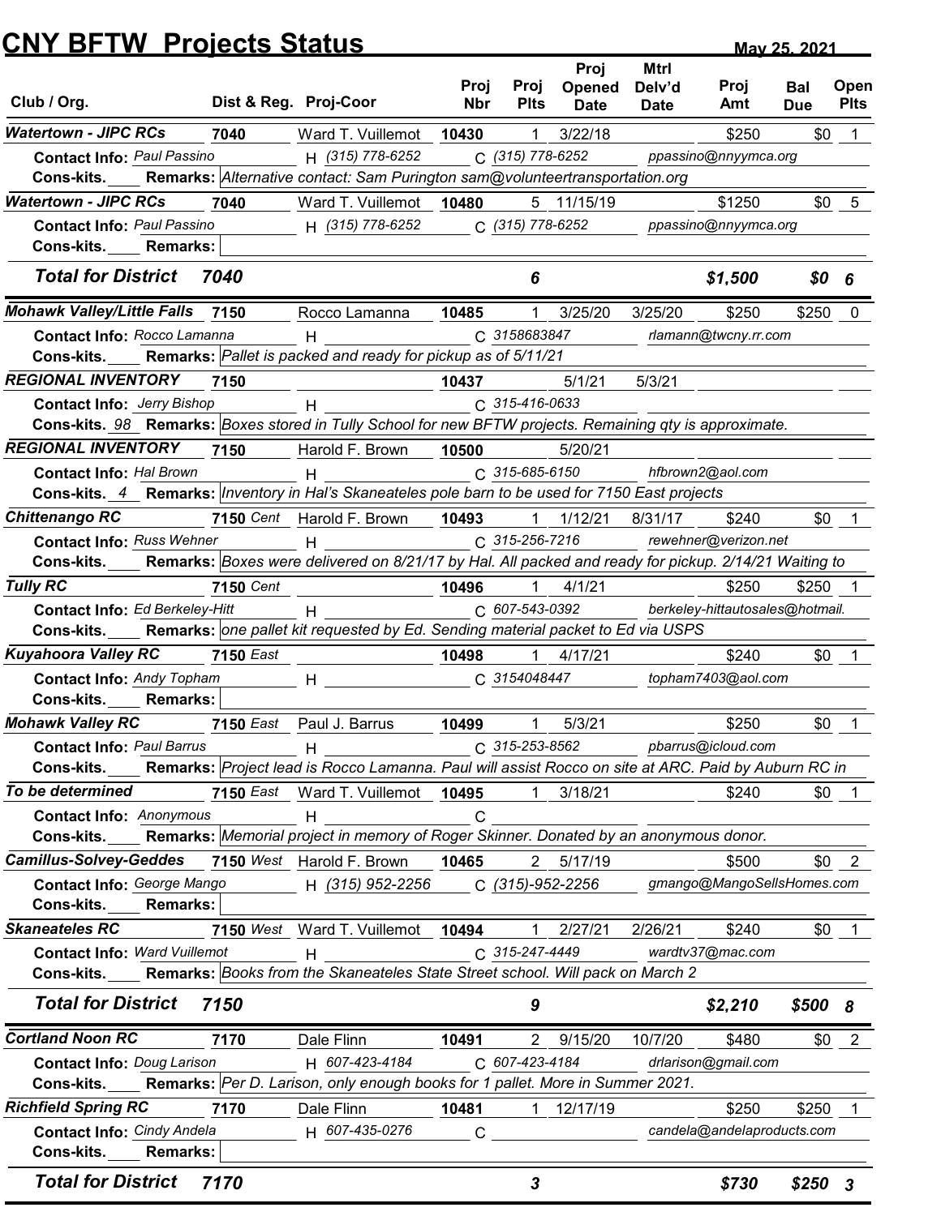# CNY BFTW Projects Status

May 25, 2021

| Club / Org. | Dist & Reg. | Proj-Coor | Proj Nbr | Proj Plts | Proj Opened Date | Mtrl Delv'd Date | Proj Amt | Bal Due | Open Plts |
|---|---|---|---|---|---|---|---|---|---|
| **Watertown - JIPC RCs** | 7040 | Ward T. Vuillemot | 10430 | 1 | 3/22/18 | | $250 | $0 | 1 |
| Contact Info: Paul Passino | | H (315) 778-6252 | C (315) 778-6252 | | ppassino@nnyymca.org | | | | |
| Cons-kits. | Remarks: Alternative contact: Sam Purington sam@volunteertransportation.org | | | | | | | | |
| **Watertown - JIPC RCs** | 7040 | Ward T. Vuillemot | 10480 | 5 | 11/15/19 | | $1250 | $0 | 5 |
| Contact Info: Paul Passino | | H (315) 778-6252 | C (315) 778-6252 | | ppassino@nnyymca.org | | | | |
| Cons-kits. | Remarks: | | | | | | | | |
| **Total for District 7040** | | | | **6** | | | **$1,500** | **$0** | **6** |
| **Mohawk Valley/Little Falls** | 7150 | Rocco Lamanna | 10485 | 1 | 3/25/20 | 3/25/20 | $250 | $250 | 0 |
| Contact Info: Rocco Lamanna | | H | C 3158683847 | | rlamann@twcny.rr.com | | | | |
| Cons-kits. | Remarks: Pallet is packed and ready for pickup as of 5/11/21 | | | | | | | | |
| **REGIONAL INVENTORY** | 7150 | | 10437 | | 5/1/21 | 5/3/21 | | | |
| Contact Info: Jerry Bishop | | H | C 315-416-0633 | | | | | | |
| Cons-kits. 98 | Remarks: Boxes stored in Tully School for new BFTW projects. Remaining qty is approximate. | | | | | | | | |
| **REGIONAL INVENTORY** | 7150 | Harold F. Brown | 10500 | | 5/20/21 | | | | |
| Contact Info: Hal Brown | | H | C 315-685-6150 | | hfbrown2@aol.com | | | | |
| Cons-kits. 4 | Remarks: Inventory in Hal's Skaneateles pole barn to be used for 7150 East projects | | | | | | | | |
| **Chittenango RC** | 7150 Cent | Harold F. Brown | 10493 | 1 | 1/12/21 | 8/31/17 | $240 | $0 | 1 |
| Contact Info: Russ Wehner | | H | C 315-256-7216 | | rewehner@verizon.net | | | | |
| Cons-kits. | Remarks: Boxes were delivered on 8/21/17 by Hal. All packed and ready for pickup. 2/14/21 Waiting to | | | | | | | | |
| **Tully RC** | 7150 Cent | | 10496 | 1 | 4/1/21 | | $250 | $250 | 1 |
| Contact Info: Ed Berkeley-Hitt | | H | C 607-543-0392 | | berkeley-hittautosales@hotmail. | | | | |
| Cons-kits. | Remarks: one pallet kit requested by Ed. Sending material packet to Ed via USPS | | | | | | | | |
| **Kuyahoora Valley RC** | 7150 East | | 10498 | 1 | 4/17/21 | | $240 | $0 | 1 |
| Contact Info: Andy Topham | | H | C 3154048447 | | topham7403@aol.com | | | | |
| Cons-kits. | Remarks: | | | | | | | | |
| **Mohawk Valley RC** | 7150 East | Paul J. Barrus | 10499 | 1 | 5/3/21 | | $250 | $0 | 1 |
| Contact Info: Paul Barrus | | H | C 315-253-8562 | | pbarrus@icloud.com | | | | |
| Cons-kits. | Remarks: Project lead is Rocco Lamanna. Paul will assist Rocco on site at ARC. Paid by Auburn RC in | | | | | | | | |
| **To be determined** | 7150 East | Ward T. Vuillemot | 10495 | 1 | 3/18/21 | | $240 | $0 | 1 |
| Contact Info: Anonymous | | H | C | | | | | | |
| Cons-kits. | Remarks: Memorial project in memory of Roger Skinner. Donated by an anonymous donor. | | | | | | | | |
| **Camillus-Solvey-Geddes** | 7150 West | Harold F. Brown | 10465 | 2 | 5/17/19 | | $500 | $0 | 2 |
| Contact Info: George Mango | | H (315) 952-2256 | C (315)-952-2256 | | gmango@MangoSellsHomes.com | | | | |
| Cons-kits. | Remarks: | | | | | | | | |
| **Skaneateles RC** | 7150 West | Ward T. Vuillemot | 10494 | 1 | 2/27/21 | 2/26/21 | $240 | $0 | 1 |
| Contact Info: Ward Vuillemot | | H | C 315-247-4449 | | wardtv37@mac.com | | | | |
| Cons-kits. | Remarks: Books from the Skaneateles State Street school. Will pack on March 2 | | | | | | | | |
| **Total for District 7150** | | | | **9** | | | **$2,210** | **$500** | **8** |
| **Cortland Noon RC** | 7170 | Dale Flinn | 10491 | 2 | 9/15/20 | 10/7/20 | $480 | $0 | 2 |
| Contact Info: Doug Larison | | H 607-423-4184 | C 607-423-4184 | | drlarison@gmail.com | | | | |
| Cons-kits. | Remarks: Per D. Larison, only enough books for 1 pallet. More in Summer 2021. | | | | | | | | |
| **Richfield Spring RC** | 7170 | Dale Flinn | 10481 | 1 | 12/17/19 | | $250 | $250 | 1 |
| Contact Info: Cindy Andela | | H 607-435-0276 | C | | candela@andelaproducts.com | | | | |
| Cons-kits. | Remarks: | | | | | | | | |
| **Total for District 7170** | | | | **3** | | | **$730** | **$250** | **3** |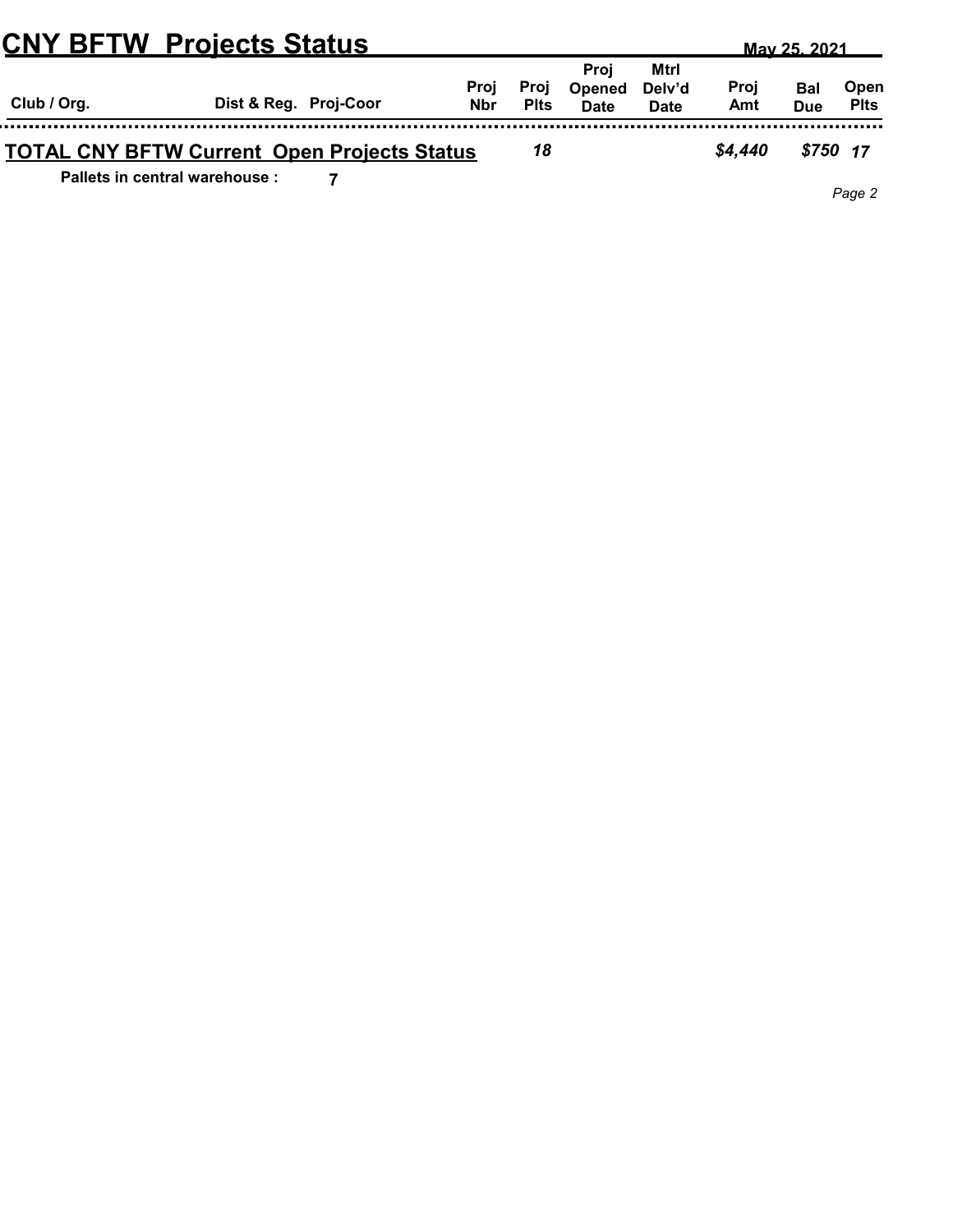# CNY BFTW Projects Status

May 25, 2021

| Club / Org. | Dist & Reg. | Proj-Coor | Proj Nbr | Proj Plts | Proj Opened Date | Mtrl Delv'd Date | Proj Amt | Bal Due | Open Plts |
|---|---|---|---|---|---|---|---|---|---|
| **TOTAL CNY BFTW Current Open Projects Status** | | | | *18* | | | *$4,440* | *$750* | *17* |

**Pallets in central warehouse : 7**